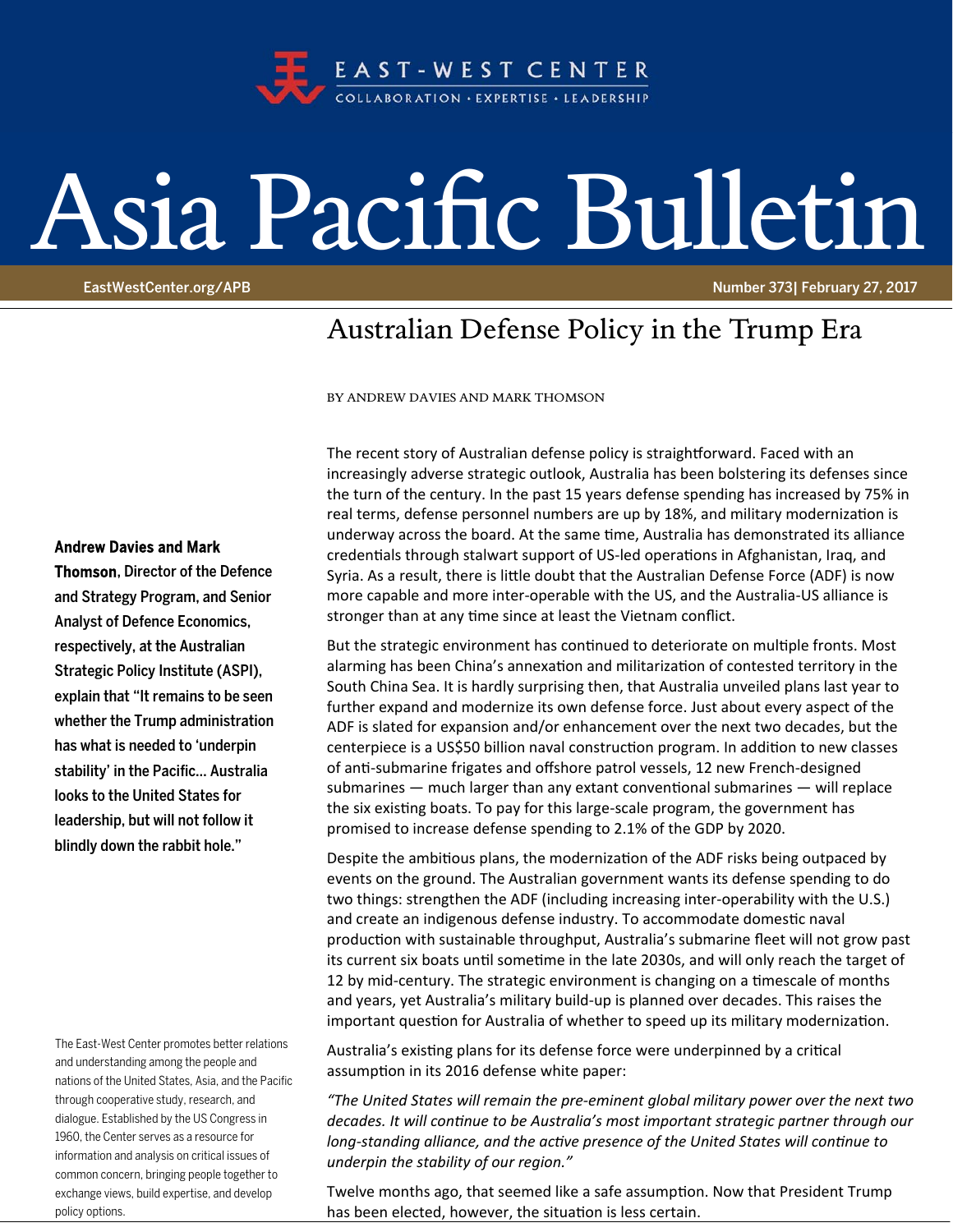EAST-WEST CENTER

COLLABORATION · EXPERTISE · LEADERSHIP

# Asia Pacific Bulletin

EastWestCenter.org/APB

Number 373| February 27, 2017

## Australian Defense Policy in the Trump Era

BY ANDREW DAVIES AND MARK THOMSON

**Andrew Davies and Mark Thomson, Director of the Defence and Strategy Program, and Senior Analyst of Defence Economics, respectively, at the Australian Strategic Policy Institute (ASPI), explain that "It remains to be seen whether the Trump administration has what is needed to 'underpin stability' in the Pacific... Australia looks to the United States for leadership, but will not follow it blindly down the rabbit hole."**

The recent story of Australian defense policy is straightforward. Faced with an increasingly adverse strategic outlook, Australia has been bolstering its defenses since the turn of the century. In the past 15 years defense spending has increased by 75% in real terms, defense personnel numbers are up by 18%, and military modernization is underway across the board. At the same time, Australia has demonstrated its alliance credentials through stalwart support of US-led operations in Afghanistan, Iraq, and Syria. As a result, there is little doubt that the Australian Defense Force (ADF) is now more capable and more inter-operable with the US, and the Australia-US alliance is stronger than at any time since at least the Vietnam conflict.

But the strategic environment has continued to deteriorate on multiple fronts. Most alarming has been China's annexation and militarization of contested territory in the South China Sea. It is hardly surprising then, that Australia unveiled plans last year to further expand and modernize its own defense force. Just about every aspect of the ADF is slated for expansion and/or enhancement over the next two decades, but the centerpiece is a US$50 billion naval construction program. In addition to new classes of anti-submarine frigates and offshore patrol vessels, 12 new French-designed submarines — much larger than any extant conventional submarines — will replace the six existing boats. To pay for this large-scale program, the government has promised to increase defense spending to 2.1% of the GDP by 2020.

Despite the ambitious plans, the modernization of the ADF risks being outpaced by events on the ground. The Australian government wants its defense spending to do two things: strengthen the ADF (including increasing inter-operability with the U.S.) and create an indigenous defense industry. To accommodate domestic naval production with sustainable throughput, Australia's submarine fleet will not grow past its current six boats until sometime in the late 2030s, and will only reach the target of 12 by mid-century. The strategic environment is changing on a timescale of months and years, yet Australia's military build-up is planned over decades. This raises the important question for Australia of whether to speed up its military modernization.

Australia's existing plans for its defense force were underpinned by a critical assumption in its 2016 defense white paper:

*"The United States will remain the pre-eminent global military power over the next two decades. It will continue to be Australia's most important strategic partner through our long-standing alliance, and the active presence of the United States will continue to underpin the stability of our region."*

Twelve months ago, that seemed like a safe assumption. Now that President Trump has been elected, however, the situation is less certain.

The East-West Center promotes better relations and understanding among the people and nations of the United States, Asia, and the Pacific through cooperative study, research, and dialogue. Established by the US Congress in 1960, the Center serves as a resource for information and analysis on critical issues of common concern, bringing people together to exchange views, build expertise, and develop policy options.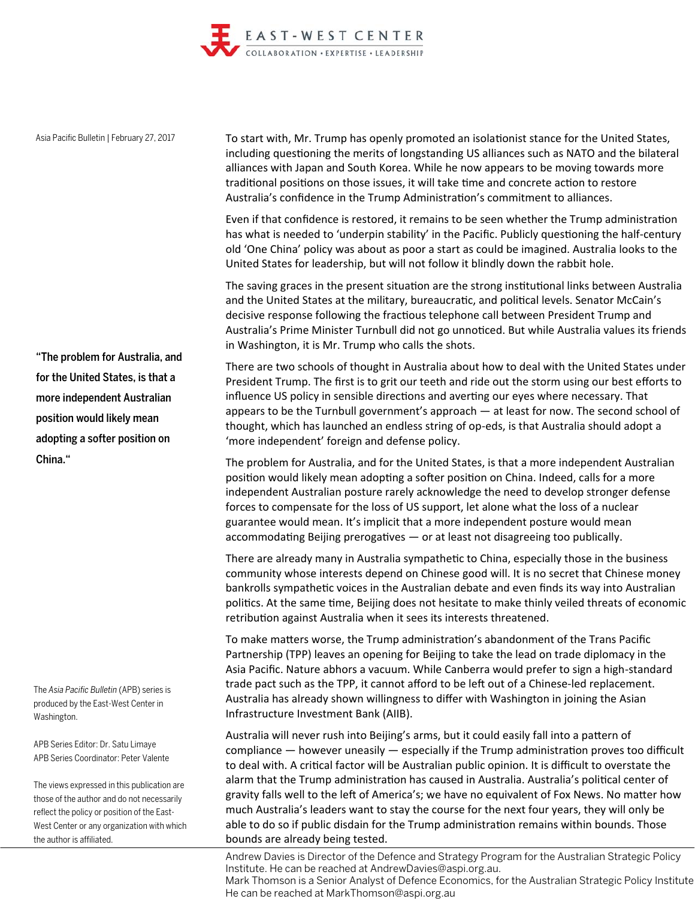Asia Pacific Bulletin | February 27, 2017

To start with, Mr. Trump has openly promoted an isolationist stance for the United States, including questioning the merits of longstanding US alliances such as NATO and the bilateral alliances with Japan and South Korea. While he now appears to be moving towards more traditional positions on those issues, it will take time and concrete action to restore Australia's confidence in the Trump Administration's commitment to alliances.

Even if that confidence is restored, it remains to be seen whether the Trump administration has what is needed to 'underpin stability' in the Pacific. Publicly questioning the half-century old 'One China' policy was about as poor a start as could be imagined. Australia looks to the United States for leadership, but will not follow it blindly down the rabbit hole.

The saving graces in the present situation are the strong institutional links between Australia and the United States at the military, bureaucratic, and political levels. Senator McCain's decisive response following the fractious telephone call between President Trump and Australia's Prime Minister Turnbull did not go unnoticed. But while Australia values its friends in Washington, it is Mr. Trump who calls the shots.

There are two schools of thought in Australia about how to deal with the United States under President Trump. The first is to grit our teeth and ride out the storm using our best efforts to influence US policy in sensible directions and averting our eyes where necessary. That appears to be the Turnbull government's approach — at least for now. The second school of thought, which has launched an endless string of op-eds, is that Australia should adopt a 'more independent' foreign and defense policy.

**"The problem for Australia, and for the United States, is that a more independent Australian position would likely mean adopting a softer position on China."**

The problem for Australia, and for the United States, is that a more independent Australian position would likely mean adopting a softer position on China. Indeed, calls for a more independent Australian posture rarely acknowledge the need to develop stronger defense forces to compensate for the loss of US support, let alone what the loss of a nuclear guarantee would mean. It's implicit that a more independent posture would mean accommodating Beijing prerogatives — or at least not disagreeing too publically.

There are already many in Australia sympathetic to China, especially those in the business community whose interests depend on Chinese good will. It is no secret that Chinese money bankrolls sympathetic voices in the Australian debate and even finds its way into Australian politics. At the same time, Beijing does not hesitate to make thinly veiled threats of economic retribution against Australia when it sees its interests threatened.

To make matters worse, the Trump administration's abandonment of the Trans Pacific Partnership (TPP) leaves an opening for Beijing to take the lead on trade diplomacy in the Asia Pacific. Nature abhors a vacuum. While Canberra would prefer to sign a high-standard trade pact such as the TPP, it cannot afford to be left out of a Chinese-led replacement. Australia has already shown willingness to differ with Washington in joining the Asian Infrastructure Investment Bank (AIIB).

Australia will never rush into Beijing's arms, but it could easily fall into a pattern of compliance — however uneasily — especially if the Trump administration proves too difficult to deal with. A critical factor will be Australian public opinion. It is difficult to overstate the alarm that the Trump administration has caused in Australia. Australia's political center of gravity falls well to the left of America's; we have no equivalent of Fox News. No matter how much Australia's leaders want to stay the course for the next four years, they will only be able to do so if public disdain for the Trump administration remains within bounds. Those bounds are already being tested.

Andrew Davies is Director of the Defence and Strategy Program for the Australian Strategic Policy Institute. He can be reached at AndrewDavies@aspi.org.au.
Mark Thomson is a Senior Analyst of Defence Economics, for the Australian Strategic Policy Institute He can be reached at MarkThomson@aspi.org.au

The *Asia Pacific Bulletin* (APB) series is produced by the East-West Center in Washington.

APB Series Editor: Dr. Satu Limaye
APB Series Coordinator: Peter Valente

The views expressed in this publication are those of the author and do not necessarily reflect the policy or position of the East-West Center or any organization with which the author is affiliated.